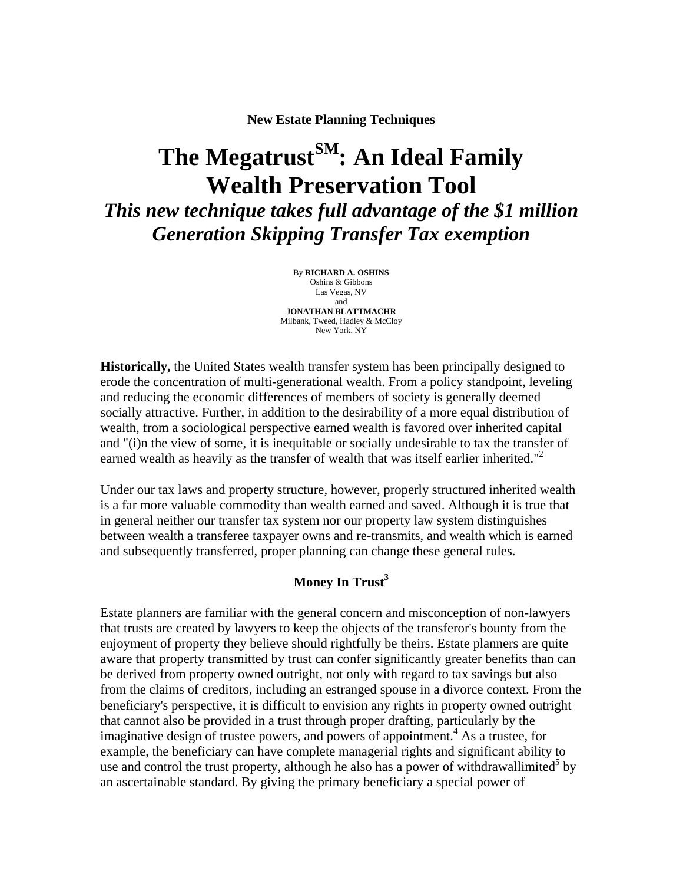**New Estate Planning Techniques**

# The Megatrust[SM]: An Ideal Family Wealth Preservation Tool

## *This new technique takes full advantage of the $1 million Generation Skipping Transfer Tax exemption*

By **RICHARD A. OSHINS**
Oshins & Gibbons
Las Vegas, NV
and
**JONATHAN BLATTMACHR**
Milbank, Tweed, Hadley & McCloy
New York, NY

**Historically,** the United States wealth transfer system has been principally designed to erode the concentration of multi-generational wealth. From a policy standpoint, leveling and reducing the economic differences of members of society is generally deemed socially attractive. Further, in addition to the desirability of a more equal distribution of wealth, from a sociological perspective earned wealth is favored over inherited capital and "(i)n the view of some, it is inequitable or socially undesirable to tax the transfer of earned wealth as heavily as the transfer of wealth that was itself earlier inherited."[2]

Under our tax laws and property structure, however, properly structured inherited wealth is a far more valuable commodity than wealth earned and saved. Although it is true that in general neither our transfer tax system nor our property law system distinguishes between wealth a transferee taxpayer owns and re-transmits, and wealth which is earned and subsequently transferred, proper planning can change these general rules.

### Money In Trust[3]

Estate planners are familiar with the general concern and misconception of non-lawyers that trusts are created by lawyers to keep the objects of the transferor's bounty from the enjoyment of property they believe should rightfully be theirs. Estate planners are quite aware that property transmitted by trust can confer significantly greater benefits than can be derived from property owned outright, not only with regard to tax savings but also from the claims of creditors, including an estranged spouse in a divorce context. From the beneficiary's perspective, it is difficult to envision any rights in property owned outright that cannot also be provided in a trust through proper drafting, particularly by the imaginative design of trustee powers, and powers of appointment.[4] As a trustee, for example, the beneficiary can have complete managerial rights and significant ability to use and control the trust property, although he also has a power of withdrawallimited[5] by an ascertainable standard. By giving the primary beneficiary a special power of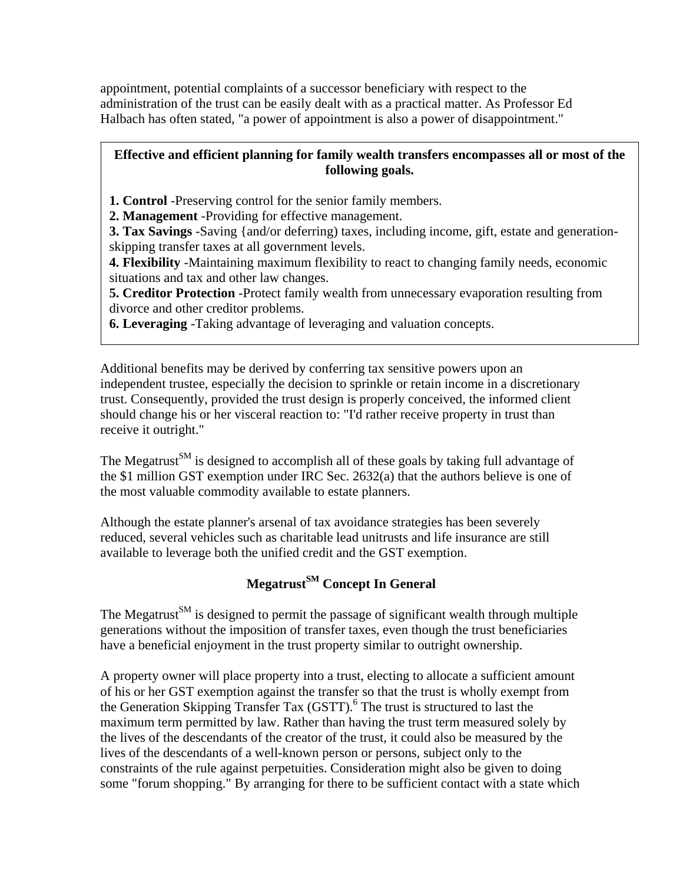appointment, potential complaints of a successor beneficiary with respect to the administration of the trust can be easily dealt with as a practical matter. As Professor Ed Halbach has often stated, "a power of appointment is also a power of disappointment."

**Effective and efficient planning for family wealth transfers encompasses all or most of the following goals.**

1. **Control** -Preserving control for the senior family members.
2. **Management** -Providing for effective management.
3. **Tax Savings** -Saving {and/or deferring) taxes, including income, gift, estate and generation-skipping transfer taxes at all government levels.
4. **Flexibility** -Maintaining maximum flexibility to react to changing family needs, economic situations and tax and other law changes.
5. **Creditor Protection** -Protect family wealth from unnecessary evaporation resulting from divorce and other creditor problems.
6. **Leveraging** -Taking advantage of leveraging and valuation concepts.

Additional benefits may be derived by conferring tax sensitive powers upon an independent trustee, especially the decision to sprinkle or retain income in a discretionary trust. Consequently, provided the trust design is properly conceived, the informed client should change his or her visceral reaction to: "I'd rather receive property in trust than receive it outright."

The Megatrust^SM is designed to accomplish all of these goals by taking full advantage of the $1 million GST exemption under IRC Sec. 2632(a) that the authors believe is one of the most valuable commodity available to estate planners.

Although the estate planner's arsenal of tax avoidance strategies has been severely reduced, several vehicles such as charitable lead unitrusts and life insurance are still available to leverage both the unified credit and the GST exemption.

## Megatrust^SM Concept In General

The Megatrust^SM is designed to permit the passage of significant wealth through multiple generations without the imposition of transfer taxes, even though the trust beneficiaries have a beneficial enjoyment in the trust property similar to outright ownership.

A property owner will place property into a trust, electing to allocate a sufficient amount of his or her GST exemption against the transfer so that the trust is wholly exempt from the Generation Skipping Transfer Tax (GSTT).[6] The trust is structured to last the maximum term permitted by law. Rather than having the trust term measured solely by the lives of the descendants of the creator of the trust, it could also be measured by the lives of the descendants of a well-known person or persons, subject only to the constraints of the rule against perpetuities. Consideration might also be given to doing some "forum shopping." By arranging for there to be sufficient contact with a state which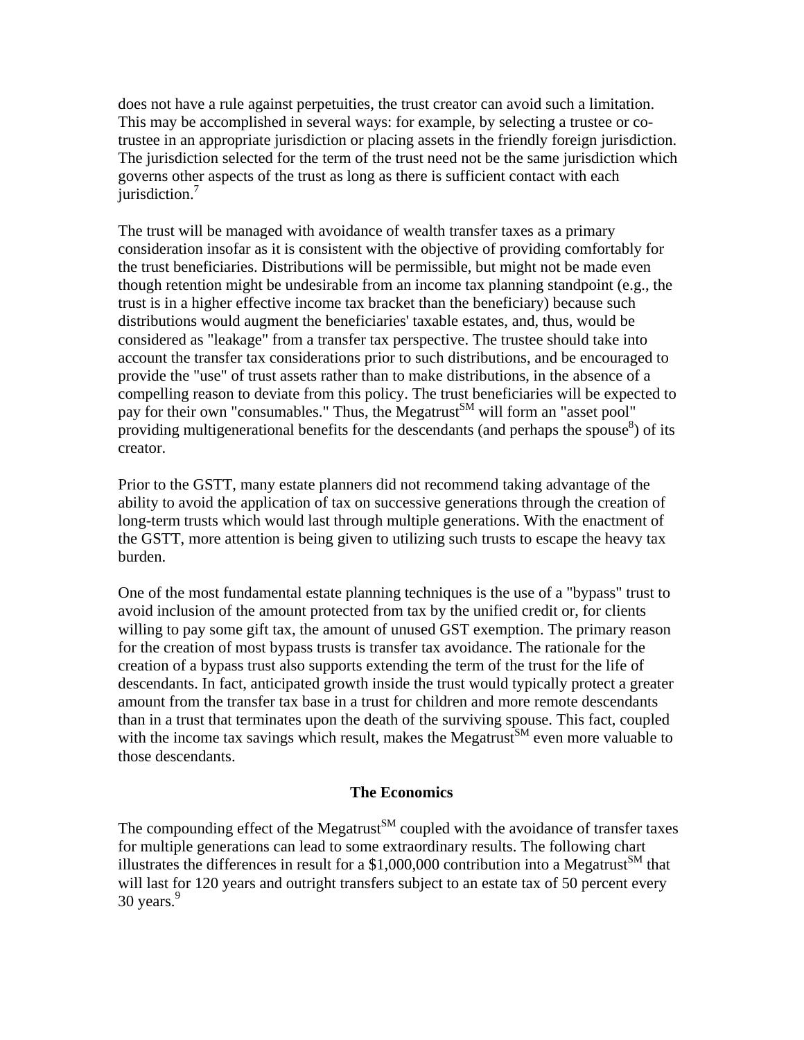does not have a rule against perpetuities, the trust creator can avoid such a limitation. This may be accomplished in several ways: for example, by selecting a trustee or co-trustee in an appropriate jurisdiction or placing assets in the friendly foreign jurisdiction. The jurisdiction selected for the term of the trust need not be the same jurisdiction which governs other aspects of the trust as long as there is sufficient contact with each jurisdiction.[7]

The trust will be managed with avoidance of wealth transfer taxes as a primary consideration insofar as it is consistent with the objective of providing comfortably for the trust beneficiaries. Distributions will be permissible, but might not be made even though retention might be undesirable from an income tax planning standpoint (e.g., the trust is in a higher effective income tax bracket than the beneficiary) because such distributions would augment the beneficiaries' taxable estates, and, thus, would be considered as "leakage" from a transfer tax perspective. The trustee should take into account the transfer tax considerations prior to such distributions, and be encouraged to provide the "use" of trust assets rather than to make distributions, in the absence of a compelling reason to deviate from this policy. The trust beneficiaries will be expected to pay for their own "consumables." Thus, the Megatrust[SM] will form an "asset pool" providing multigenerational benefits for the descendants (and perhaps the spouse[8]) of its creator.

Prior to the GSTT, many estate planners did not recommend taking advantage of the ability to avoid the application of tax on successive generations through the creation of long-term trusts which would last through multiple generations. With the enactment of the GSTT, more attention is being given to utilizing such trusts to escape the heavy tax burden.

One of the most fundamental estate planning techniques is the use of a "bypass" trust to avoid inclusion of the amount protected from tax by the unified credit or, for clients willing to pay some gift tax, the amount of unused GST exemption. The primary reason for the creation of most bypass trusts is transfer tax avoidance. The rationale for the creation of a bypass trust also supports extending the term of the trust for the life of descendants. In fact, anticipated growth inside the trust would typically protect a greater amount from the transfer tax base in a trust for children and more remote descendants than in a trust that terminates upon the death of the surviving spouse. This fact, coupled with the income tax savings which result, makes the Megatrust[SM] even more valuable to those descendants.

## The Economics

The compounding effect of the Megatrust[SM] coupled with the avoidance of transfer taxes for multiple generations can lead to some extraordinary results. The following chart illustrates the differences in result for a $1,000,000 contribution into a Megatrust[SM] that will last for 120 years and outright transfers subject to an estate tax of 50 percent every 30 years.[9]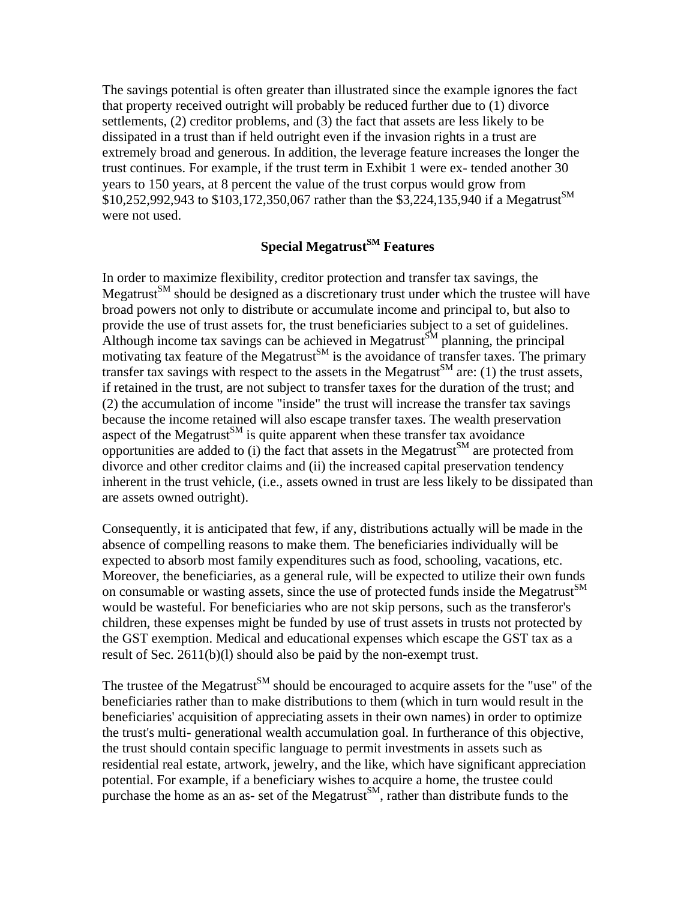The savings potential is often greater than illustrated since the example ignores the fact that property received outright will probably be reduced further due to (1) divorce settlements, (2) creditor problems, and (3) the fact that assets are less likely to be dissipated in a trust than if held outright even if the invasion rights in a trust are extremely broad and generous. In addition, the leverage feature increases the longer the trust continues. For example, if the trust term in Exhibit 1 were ex- tended another 30 years to 150 years, at 8 percent the value of the trust corpus would grow from $10,252,992,943 to $103,172,350,067 rather than the $3,224,135,940 if a Megatrust$^{SM}$ were not used.

## Special Megatrust$^{SM}$ Features

In order to maximize flexibility, creditor protection and transfer tax savings, the Megatrust$^{SM}$ should be designed as a discretionary trust under which the trustee will have broad powers not only to distribute or accumulate income and principal to, but also to provide the use of trust assets for, the trust beneficiaries subject to a set of guidelines. Although income tax savings can be achieved in Megatrust$^{SM}$ planning, the principal motivating tax feature of the Megatrust$^{SM}$ is the avoidance of transfer taxes. The primary transfer tax savings with respect to the assets in the Megatrust$^{SM}$ are: (1) the trust assets, if retained in the trust, are not subject to transfer taxes for the duration of the trust; and (2) the accumulation of income "inside" the trust will increase the transfer tax savings because the income retained will also escape transfer taxes. The wealth preservation aspect of the Megatrust$^{SM}$ is quite apparent when these transfer tax avoidance opportunities are added to (i) the fact that assets in the Megatrust$^{SM}$ are protected from divorce and other creditor claims and (ii) the increased capital preservation tendency inherent in the trust vehicle, (i.e., assets owned in trust are less likely to be dissipated than are assets owned outright).

Consequently, it is anticipated that few, if any, distributions actually will be made in the absence of compelling reasons to make them. The beneficiaries individually will be expected to absorb most family expenditures such as food, schooling, vacations, etc. Moreover, the beneficiaries, as a general rule, will be expected to utilize their own funds on consumable or wasting assets, since the use of protected funds inside the Megatrust$^{SM}$ would be wasteful. For beneficiaries who are not skip persons, such as the transferor's children, these expenses might be funded by use of trust assets in trusts not protected by the GST exemption. Medical and educational expenses which escape the GST tax as a result of Sec. 2611(b)(l) should also be paid by the non-exempt trust.

The trustee of the Megatrust$^{SM}$ should be encouraged to acquire assets for the "use" of the beneficiaries rather than to make distributions to them (which in turn would result in the beneficiaries' acquisition of appreciating assets in their own names) in order to optimize the trust's multi- generational wealth accumulation goal. In furtherance of this objective, the trust should contain specific language to permit investments in assets such as residential real estate, artwork, jewelry, and the like, which have significant appreciation potential. For example, if a beneficiary wishes to acquire a home, the trustee could purchase the home as an as- set of the Megatrust$^{SM}$, rather than distribute funds to the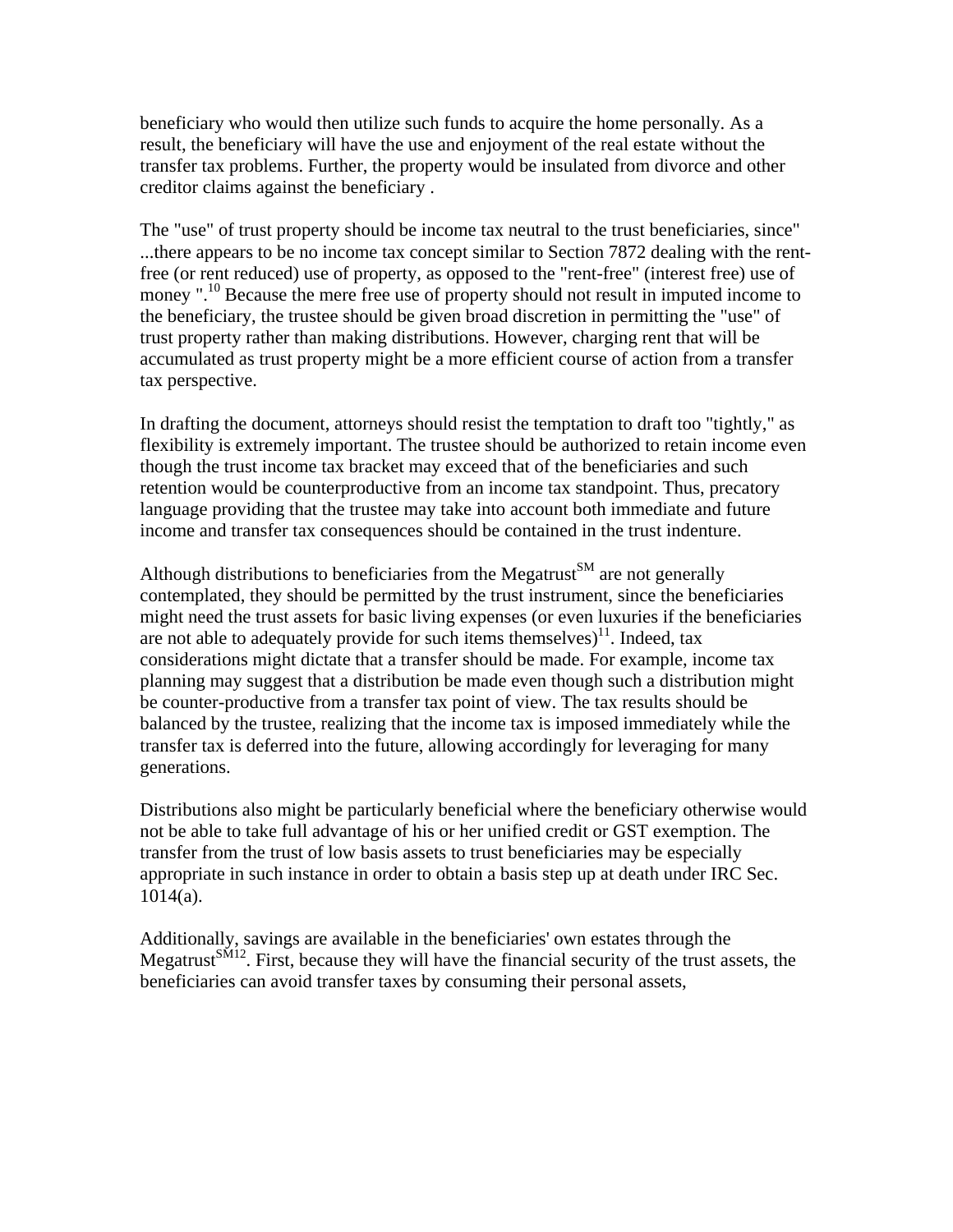beneficiary who would then utilize such funds to acquire the home personally. As a result, the beneficiary will have the use and enjoyment of the real estate without the transfer tax problems. Further, the property would be insulated from divorce and other creditor claims against the beneficiary .

The "use" of trust property should be income tax neutral to the trust beneficiaries, since" ...there appears to be no income tax concept similar to Section 7872 dealing with the rent-free (or rent reduced) use of property, as opposed to the "rent-free" (interest free) use of money ".[10] Because the mere free use of property should not result in imputed income to the beneficiary, the trustee should be given broad discretion in permitting the "use" of trust property rather than making distributions. However, charging rent that will be accumulated as trust property might be a more efficient course of action from a transfer tax perspective.

In drafting the document, attorneys should resist the temptation to draft too "tightly," as flexibility is extremely important. The trustee should be authorized to retain income even though the trust income tax bracket may exceed that of the beneficiaries and such retention would be counterproductive from an income tax standpoint. Thus, precatory language providing that the trustee may take into account both immediate and future income and transfer tax consequences should be contained in the trust indenture.

Although distributions to beneficiaries from the Megatrust[SM] are not generally contemplated, they should be permitted by the trust instrument, since the beneficiaries might need the trust assets for basic living expenses (or even luxuries if the beneficiaries are not able to adequately provide for such items themselves)[11]. Indeed, tax considerations might dictate that a transfer should be made. For example, income tax planning may suggest that a distribution be made even though such a distribution might be counter-productive from a transfer tax point of view. The tax results should be balanced by the trustee, realizing that the income tax is imposed immediately while the transfer tax is deferred into the future, allowing accordingly for leveraging for many generations.

Distributions also might be particularly beneficial where the beneficiary otherwise would not be able to take full advantage of his or her unified credit or GST exemption. The transfer from the trust of low basis assets to trust beneficiaries may be especially appropriate in such instance in order to obtain a basis step up at death under IRC Sec. 1014(a).

Additionally, savings are available in the beneficiaries' own estates through the Megatrust[SM12]. First, because they will have the financial security of the trust assets, the beneficiaries can avoid transfer taxes by consuming their personal assets,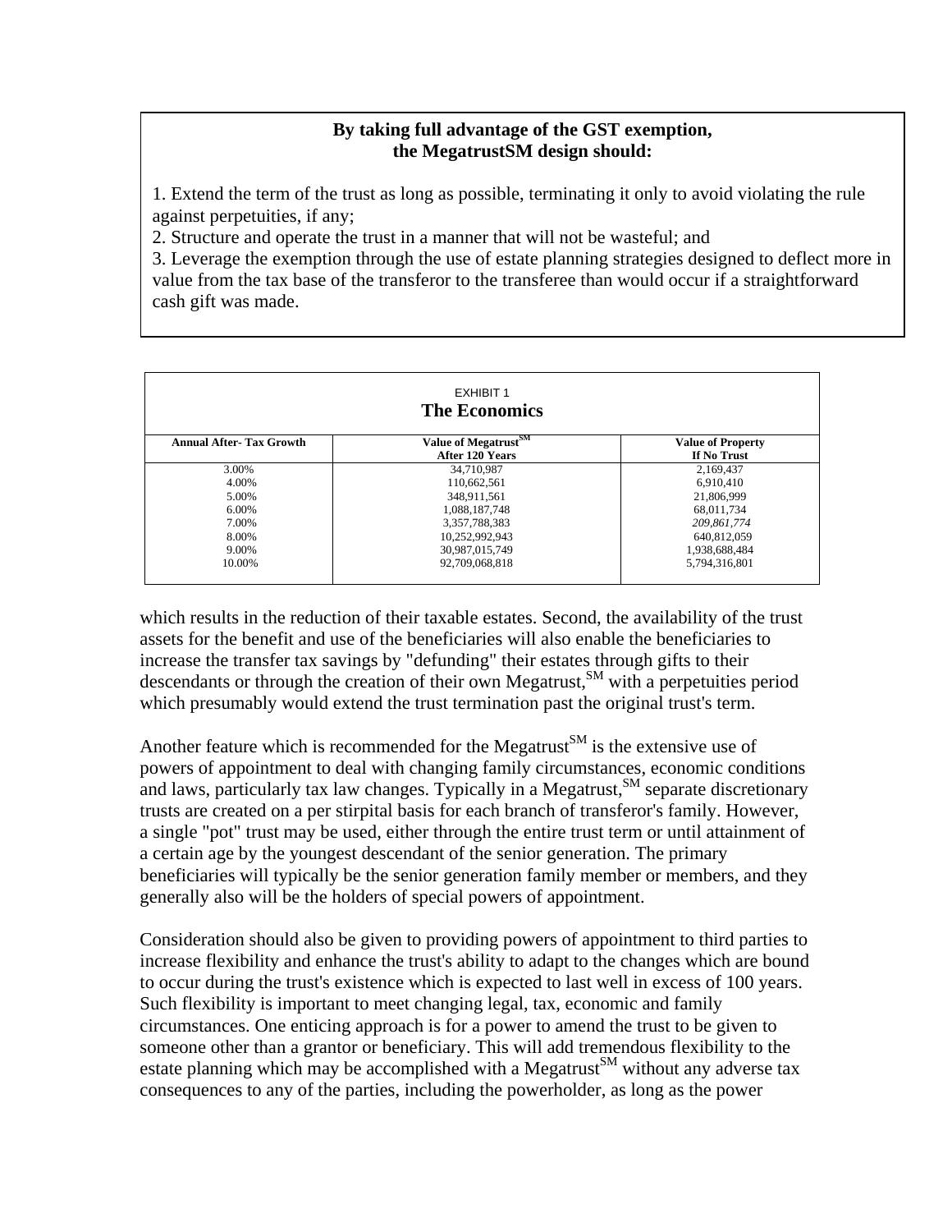**By taking full advantage of the GST exemption, the MegatrustSM design should:**

1. Extend the term of the trust as long as possible, terminating it only to avoid violating the rule against perpetuities, if any;
2. Structure and operate the trust in a manner that will not be wasteful; and
3. Leverage the exemption through the use of estate planning strategies designed to deflect more in value from the tax base of the transferor to the transferee than would occur if a straightforward cash gift was made.

EXHIBIT 1

**The Economics**

| **Annual After- Tax Growth** | **Value of Megatrust[SM] After 120 Years** | **Value of Property If No Trust** |
|---|---|---|
| 3.00% | 34,710,987 | 2,169,437 |
| 4.00% | 110,662,561 | 6,910,410 |
| 5.00% | 348,911,561 | 21,806,999 |
| 6.00% | 1,088,187,748 | 68,011,734 |
| 7.00% | 3,357,788,383 | *209,861,774* |
| 8.00% | 10,252,992,943 | 640,812,059 |
| 9.00% | 30,987,015,749 | 1,938,688,484 |
| 10.00% | 92,709,068,818 | 5,794,316,801 |

which results in the reduction of their taxable estates. Second, the availability of the trust assets for the benefit and use of the beneficiaries will also enable the beneficiaries to increase the transfer tax savings by "defunding" their estates through gifts to their descendants or through the creation of their own Megatrust,[SM] with a perpetuities period which presumably would extend the trust termination past the original trust's term.

Another feature which is recommended for the Megatrust[SM] is the extensive use of powers of appointment to deal with changing family circumstances, economic conditions and laws, particularly tax law changes. Typically in a Megatrust,[SM] separate discretionary trusts are created on a per stirpital basis for each branch of transferor's family. However, a single "pot" trust may be used, either through the entire trust term or until attainment of a certain age by the youngest descendant of the senior generation. The primary beneficiaries will typically be the senior generation family member or members, and they generally also will be the holders of special powers of appointment.

Consideration should also be given to providing powers of appointment to third parties to increase flexibility and enhance the trust's ability to adapt to the changes which are bound to occur during the trust's existence which is expected to last well in excess of 100 years. Such flexibility is important to meet changing legal, tax, economic and family circumstances. One enticing approach is for a power to amend the trust to be given to someone other than a grantor or beneficiary. This will add tremendous flexibility to the estate planning which may be accomplished with a Megatrust[SM] without any adverse tax consequences to any of the parties, including the powerholder, as long as the power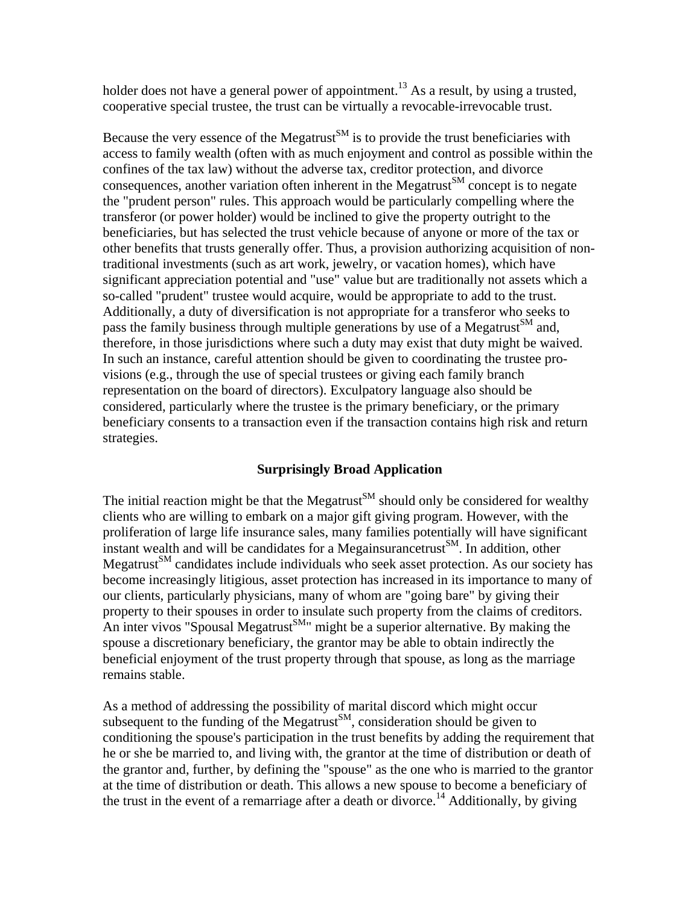holder does not have a general power of appointment.[13] As a result, by using a trusted, cooperative special trustee, the trust can be virtually a revocable-irrevocable trust.

Because the very essence of the Megatrust[SM] is to provide the trust beneficiaries with access to family wealth (often with as much enjoyment and control as possible within the confines of the tax law) without the adverse tax, creditor protection, and divorce consequences, another variation often inherent in the Megatrust[SM] concept is to negate the "prudent person" rules. This approach would be particularly compelling where the transferor (or power holder) would be inclined to give the property outright to the beneficiaries, but has selected the trust vehicle because of anyone or more of the tax or other benefits that trusts generally offer. Thus, a provision authorizing acquisition of non-traditional investments (such as art work, jewelry, or vacation homes), which have significant appreciation potential and "use" value but are traditionally not assets which a so-called "prudent" trustee would acquire, would be appropriate to add to the trust. Additionally, a duty of diversification is not appropriate for a transferor who seeks to pass the family business through multiple generations by use of a Megatrust[SM] and, therefore, in those jurisdictions where such a duty may exist that duty might be waived. In such an instance, careful attention should be given to coordinating the trustee provisions (e.g., through the use of special trustees or giving each family branch representation on the board of directors). Exculpatory language also should be considered, particularly where the trustee is the primary beneficiary, or the primary beneficiary consents to a transaction even if the transaction contains high risk and return strategies.

## Surprisingly Broad Application

The initial reaction might be that the Megatrust[SM] should only be considered for wealthy clients who are willing to embark on a major gift giving program. However, with the proliferation of large life insurance sales, many families potentially will have significant instant wealth and will be candidates for a Megainsurancetrust[SM]. In addition, other Megatrust[SM] candidates include individuals who seek asset protection. As our society has become increasingly litigious, asset protection has increased in its importance to many of our clients, particularly physicians, many of whom are "going bare" by giving their property to their spouses in order to insulate such property from the claims of creditors. An inter vivos "Spousal Megatrust[SM]" might be a superior alternative. By making the spouse a discretionary beneficiary, the grantor may be able to obtain indirectly the beneficial enjoyment of the trust property through that spouse, as long as the marriage remains stable.

As a method of addressing the possibility of marital discord which might occur subsequent to the funding of the Megatrust[SM], consideration should be given to conditioning the spouse's participation in the trust benefits by adding the requirement that he or she be married to, and living with, the grantor at the time of distribution or death of the grantor and, further, by defining the "spouse" as the one who is married to the grantor at the time of distribution or death. This allows a new spouse to become a beneficiary of the trust in the event of a remarriage after a death or divorce.[14] Additionally, by giving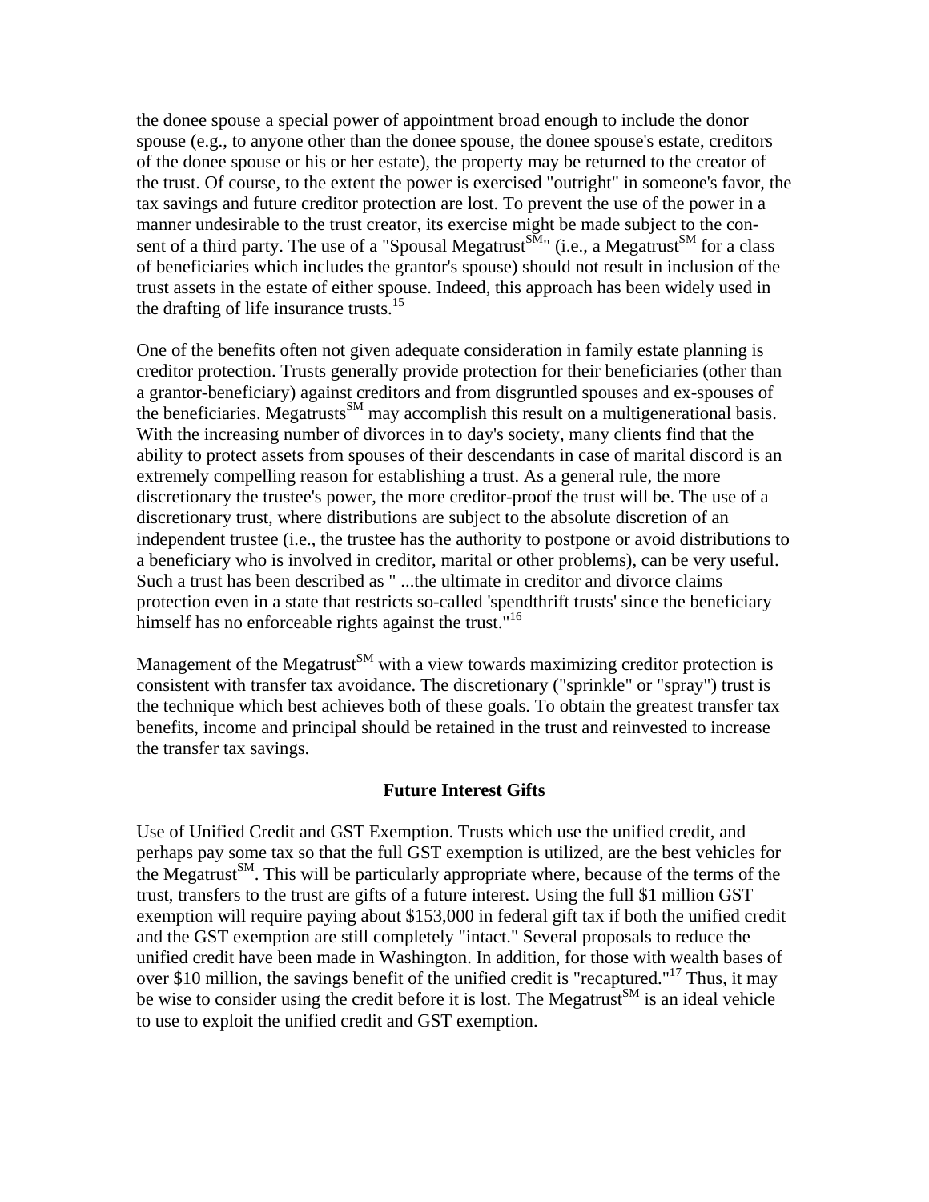the donee spouse a special power of appointment broad enough to include the donor spouse (e.g., to anyone other than the donee spouse, the donee spouse's estate, creditors of the donee spouse or his or her estate), the property may be returned to the creator of the trust. Of course, to the extent the power is exercised "outright" in someone's favor, the tax savings and future creditor protection are lost. To prevent the use of the power in a manner undesirable to the trust creator, its exercise might be made subject to the consent of a third party. The use of a "Spousal Megatrust[SM]" (i.e., a Megatrust[SM] for a class of beneficiaries which includes the grantor's spouse) should not result in inclusion of the trust assets in the estate of either spouse. Indeed, this approach has been widely used in the drafting of life insurance trusts.[15]

One of the benefits often not given adequate consideration in family estate planning is creditor protection. Trusts generally provide protection for their beneficiaries (other than a grantor-beneficiary) against creditors and from disgruntled spouses and ex-spouses of the beneficiaries. Megatrusts[SM] may accomplish this result on a multigenerational basis. With the increasing number of divorces in to day's society, many clients find that the ability to protect assets from spouses of their descendants in case of marital discord is an extremely compelling reason for establishing a trust. As a general rule, the more discretionary the trustee's power, the more creditor-proof the trust will be. The use of a discretionary trust, where distributions are subject to the absolute discretion of an independent trustee (i.e., the trustee has the authority to postpone or avoid distributions to a beneficiary who is involved in creditor, marital or other problems), can be very useful. Such a trust has been described as " ...the ultimate in creditor and divorce claims protection even in a state that restricts so-called 'spendthrift trusts' since the beneficiary himself has no enforceable rights against the trust."[16]

Management of the Megatrust[SM] with a view towards maximizing creditor protection is consistent with transfer tax avoidance. The discretionary ("sprinkle" or "spray") trust is the technique which best achieves both of these goals. To obtain the greatest transfer tax benefits, income and principal should be retained in the trust and reinvested to increase the transfer tax savings.

## Future Interest Gifts

Use of Unified Credit and GST Exemption. Trusts which use the unified credit, and perhaps pay some tax so that the full GST exemption is utilized, are the best vehicles for the Megatrust[SM]. This will be particularly appropriate where, because of the terms of the trust, transfers to the trust are gifts of a future interest. Using the full $1 million GST exemption will require paying about $153,000 in federal gift tax if both the unified credit and the GST exemption are still completely "intact." Several proposals to reduce the unified credit have been made in Washington. In addition, for those with wealth bases of over $10 million, the savings benefit of the unified credit is "recaptured."[17] Thus, it may be wise to consider using the credit before it is lost. The Megatrust[SM] is an ideal vehicle to use to exploit the unified credit and GST exemption.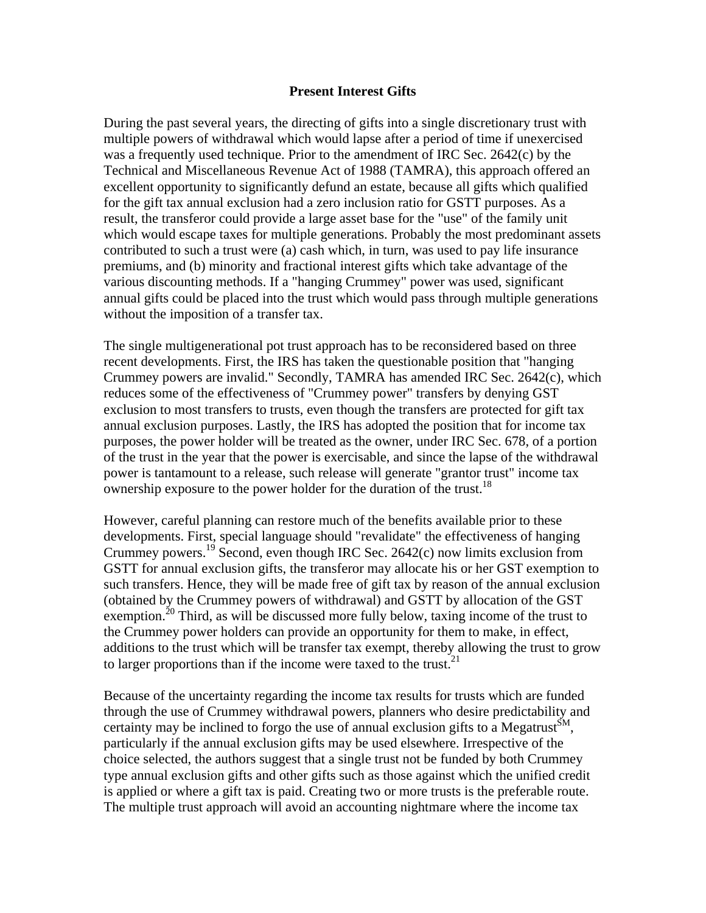## Present Interest Gifts

During the past several years, the directing of gifts into a single discretionary trust with multiple powers of withdrawal which would lapse after a period of time if unexercised was a frequently used technique. Prior to the amendment of IRC Sec. 2642(c) by the Technical and Miscellaneous Revenue Act of 1988 (TAMRA), this approach offered an excellent opportunity to significantly defund an estate, because all gifts which qualified for the gift tax annual exclusion had a zero inclusion ratio for GSTT purposes. As a result, the transferor could provide a large asset base for the "use" of the family unit which would escape taxes for multiple generations. Probably the most predominant assets contributed to such a trust were (a) cash which, in turn, was used to pay life insurance premiums, and (b) minority and fractional interest gifts which take advantage of the various discounting methods. If a "hanging Crummey" power was used, significant annual gifts could be placed into the trust which would pass through multiple generations without the imposition of a transfer tax.

The single multigenerational pot trust approach has to be reconsidered based on three recent developments. First, the IRS has taken the questionable position that "hanging Crummey powers are invalid." Secondly, TAMRA has amended IRC Sec. 2642(c), which reduces some of the effectiveness of "Crummey power" transfers by denying GST exclusion to most transfers to trusts, even though the transfers are protected for gift tax annual exclusion purposes. Lastly, the IRS has adopted the position that for income tax purposes, the power holder will be treated as the owner, under IRC Sec. 678, of a portion of the trust in the year that the power is exercisable, and since the lapse of the withdrawal power is tantamount to a release, such release will generate "grantor trust" income tax ownership exposure to the power holder for the duration of the trust.[18]

However, careful planning can restore much of the benefits available prior to these developments. First, special language should "revalidate" the effectiveness of hanging Crummey powers.[19] Second, even though IRC Sec. 2642(c) now limits exclusion from GSTT for annual exclusion gifts, the transferor may allocate his or her GST exemption to such transfers. Hence, they will be made free of gift tax by reason of the annual exclusion (obtained by the Crummey powers of withdrawal) and GSTT by allocation of the GST exemption.[20] Third, as will be discussed more fully below, taxing income of the trust to the Crummey power holders can provide an opportunity for them to make, in effect, additions to the trust which will be transfer tax exempt, thereby allowing the trust to grow to larger proportions than if the income were taxed to the trust.[21]

Because of the uncertainty regarding the income tax results for trusts which are funded through the use of Crummey withdrawal powers, planners who desire predictability and certainty may be inclined to forgo the use of annual exclusion gifts to a Megatrust[SM], particularly if the annual exclusion gifts may be used elsewhere. Irrespective of the choice selected, the authors suggest that a single trust not be funded by both Crummey type annual exclusion gifts and other gifts such as those against which the unified credit is applied or where a gift tax is paid. Creating two or more trusts is the preferable route. The multiple trust approach will avoid an accounting nightmare where the income tax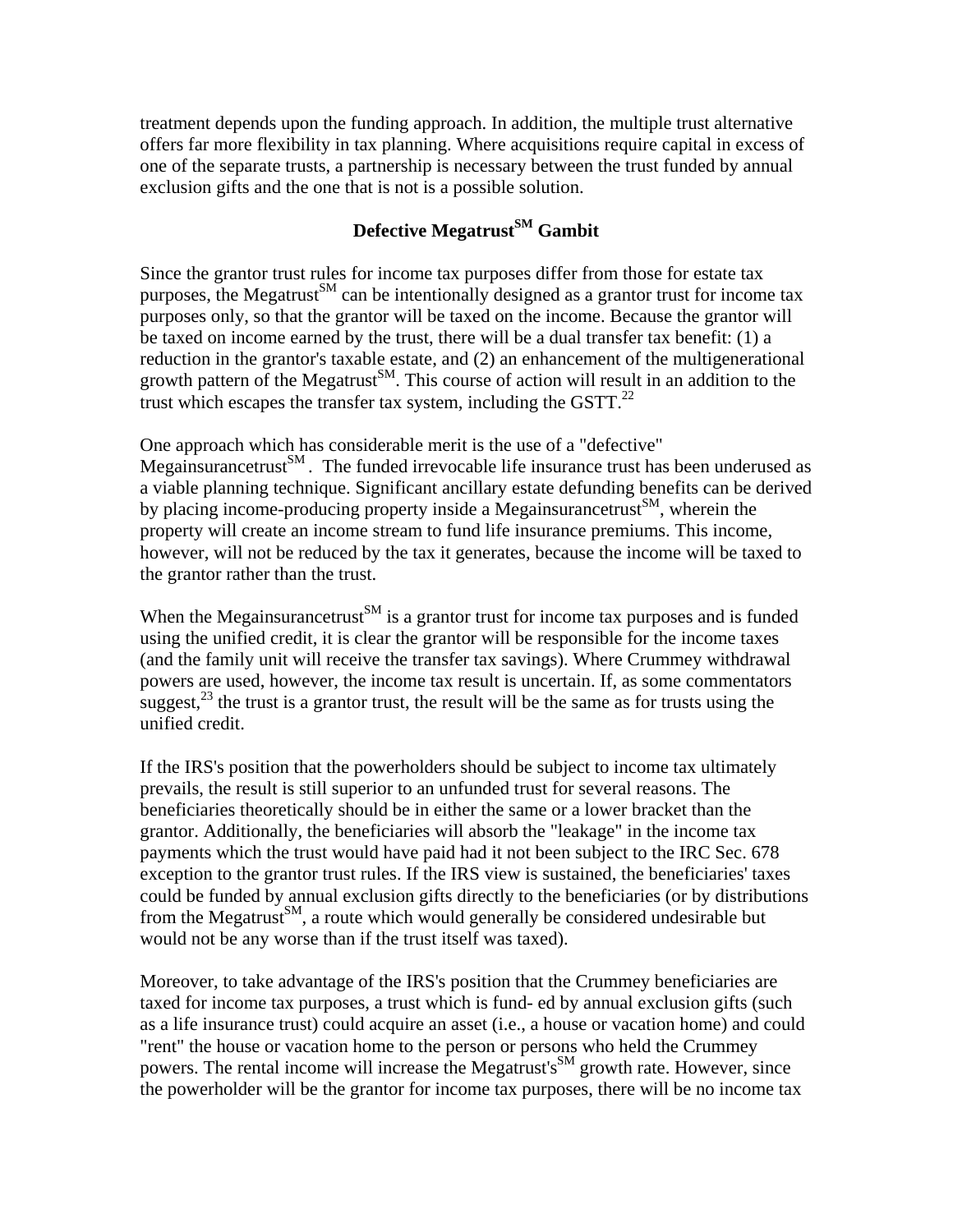treatment depends upon the funding approach. In addition, the multiple trust alternative offers far more flexibility in tax planning. Where acquisitions require capital in excess of one of the separate trusts, a partnership is necessary between the trust funded by annual exclusion gifts and the one that is not is a possible solution.

## Defective Megatrust[SM] Gambit

Since the grantor trust rules for income tax purposes differ from those for estate tax purposes, the Megatrust[SM] can be intentionally designed as a grantor trust for income tax purposes only, so that the grantor will be taxed on the income. Because the grantor will be taxed on income earned by the trust, there will be a dual transfer tax benefit: (1) a reduction in the grantor's taxable estate, and (2) an enhancement of the multigenerational growth pattern of the Megatrust[SM]. This course of action will result in an addition to the trust which escapes the transfer tax system, including the GSTT.[22]

One approach which has considerable merit is the use of a "defective" Megainsurancetrust[SM]. The funded irrevocable life insurance trust has been underused as a viable planning technique. Significant ancillary estate defunding benefits can be derived by placing income-producing property inside a Megainsurancetrust[SM], wherein the property will create an income stream to fund life insurance premiums. This income, however, will not be reduced by the tax it generates, because the income will be taxed to the grantor rather than the trust.

When the Megainsurancetrust[SM] is a grantor trust for income tax purposes and is funded using the unified credit, it is clear the grantor will be responsible for the income taxes (and the family unit will receive the transfer tax savings). Where Crummey withdrawal powers are used, however, the income tax result is uncertain. If, as some commentators suggest,[23] the trust is a grantor trust, the result will be the same as for trusts using the unified credit.

If the IRS's position that the powerholders should be subject to income tax ultimately prevails, the result is still superior to an unfunded trust for several reasons. The beneficiaries theoretically should be in either the same or a lower bracket than the grantor. Additionally, the beneficiaries will absorb the "leakage" in the income tax payments which the trust would have paid had it not been subject to the IRC Sec. 678 exception to the grantor trust rules. If the IRS view is sustained, the beneficiaries' taxes could be funded by annual exclusion gifts directly to the beneficiaries (or by distributions from the Megatrust[SM], a route which would generally be considered undesirable but would not be any worse than if the trust itself was taxed).

Moreover, to take advantage of the IRS's position that the Crummey beneficiaries are taxed for income tax purposes, a trust which is fund- ed by annual exclusion gifts (such as a life insurance trust) could acquire an asset (i.e., a house or vacation home) and could "rent" the house or vacation home to the person or persons who held the Crummey powers. The rental income will increase the Megatrust's[SM] growth rate. However, since the powerholder will be the grantor for income tax purposes, there will be no income tax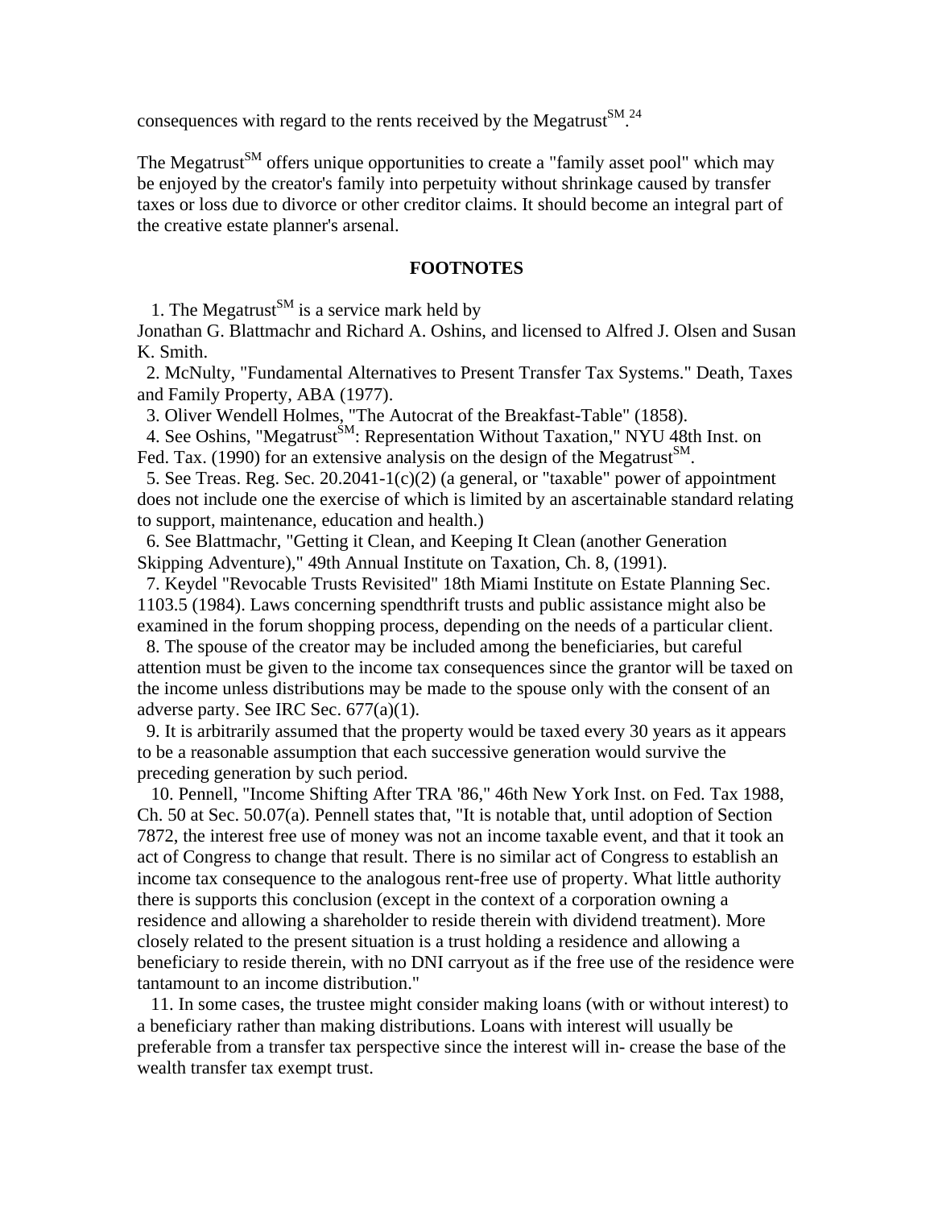consequences with regard to the rents received by the Megatrust[SM].[24]

The Megatrust[SM] offers unique opportunities to create a "family asset pool" which may be enjoyed by the creator's family into perpetuity without shrinkage caused by transfer taxes or loss due to divorce or other creditor claims. It should become an integral part of the creative estate planner's arsenal.

**FOOTNOTES**

1. The Megatrust[SM] is a service mark held by Jonathan G. Blattmachr and Richard A. Oshins, and licensed to Alfred J. Olsen and Susan K. Smith.

2. McNulty, "Fundamental Alternatives to Present Transfer Tax Systems." Death, Taxes and Family Property, ABA (1977).

3. Oliver Wendell Holmes, "The Autocrat of the Breakfast-Table" (1858).

4. See Oshins, "Megatrust[SM]: Representation Without Taxation," NYU 48th Inst. on Fed. Tax. (1990) for an extensive analysis on the design of the Megatrust[SM].

5. See Treas. Reg. Sec. 20.2041-1(c)(2) (a general, or "taxable" power of appointment does not include one the exercise of which is limited by an ascertainable standard relating to support, maintenance, education and health.)

6. See Blattmachr, "Getting it Clean, and Keeping It Clean (another Generation Skipping Adventure)," 49th Annual Institute on Taxation, Ch. 8, (1991).

7. Keydel "Revocable Trusts Revisited" 18th Miami Institute on Estate Planning Sec. 1103.5 (1984). Laws concerning spendthrift trusts and public assistance might also be examined in the forum shopping process, depending on the needs of a particular client.

8. The spouse of the creator may be included among the beneficiaries, but careful attention must be given to the income tax consequences since the grantor will be taxed on the income unless distributions may be made to the spouse only with the consent of an adverse party. See IRC Sec. 677(a)(1).

9. It is arbitrarily assumed that the property would be taxed every 30 years as it appears to be a reasonable assumption that each successive generation would survive the preceding generation by such period.

10. Pennell, "Income Shifting After TRA '86," 46th New York Inst. on Fed. Tax 1988, Ch. 50 at Sec. 50.07(a). Pennell states that, "It is notable that, until adoption of Section 7872, the interest free use of money was not an income taxable event, and that it took an act of Congress to change that result. There is no similar act of Congress to establish an income tax consequence to the analogous rent-free use of property. What little authority there is supports this conclusion (except in the context of a corporation owning a residence and allowing a shareholder to reside therein with dividend treatment). More closely related to the present situation is a trust holding a residence and allowing a beneficiary to reside therein, with no DNI carryout as if the free use of the residence were tantamount to an income distribution."

11. In some cases, the trustee might consider making loans (with or without interest) to a beneficiary rather than making distributions. Loans with interest will usually be preferable from a transfer tax perspective since the interest will in- crease the base of the wealth transfer tax exempt trust.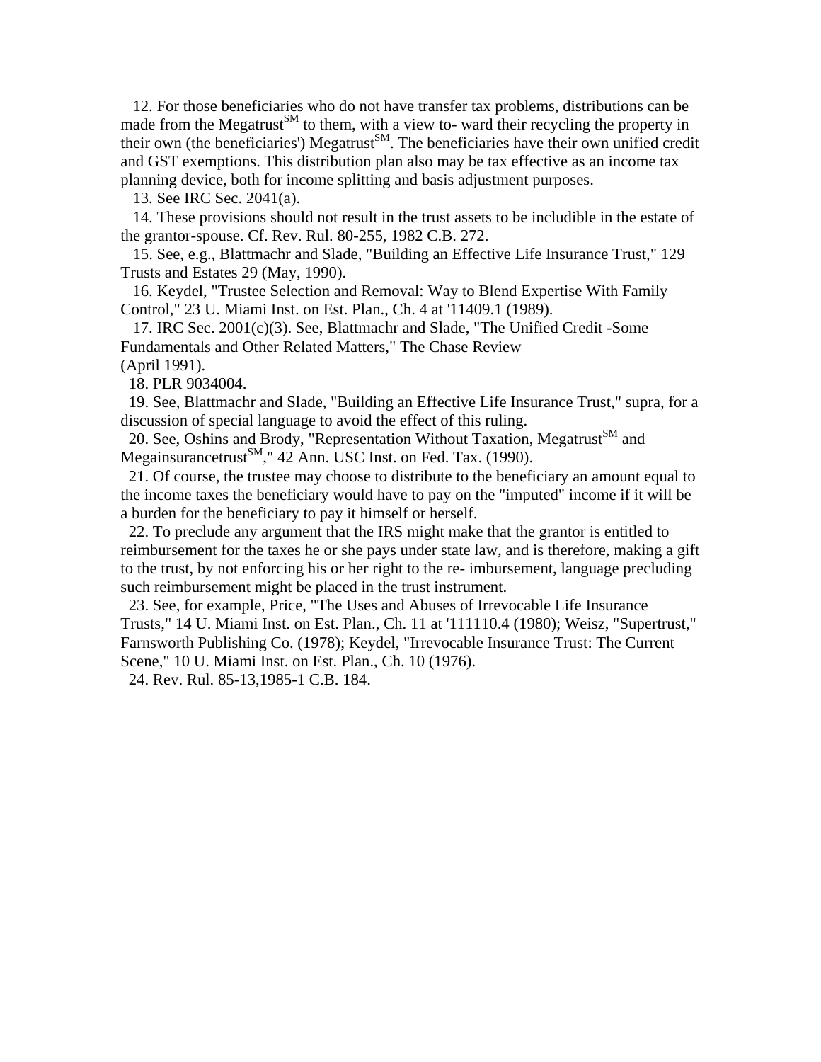12. For those beneficiaries who do not have transfer tax problems, distributions can be made from the Megatrust[SM] to them, with a view to- ward their recycling the property in their own (the beneficiaries') Megatrust[SM]. The beneficiaries have their own unified credit and GST exemptions. This distribution plan also may be tax effective as an income tax planning device, both for income splitting and basis adjustment purposes.

13. See IRC Sec. 2041(a).

14. These provisions should not result in the trust assets to be includible in the estate of the grantor-spouse. Cf. Rev. Rul. 80-255, 1982 C.B. 272.

15. See, e.g., Blattmachr and Slade, "Building an Effective Life Insurance Trust," 129 Trusts and Estates 29 (May, 1990).

16. Keydel, "Trustee Selection and Removal: Way to Blend Expertise With Family Control," 23 U. Miami Inst. on Est. Plan., Ch. 4 at '11409.1 (1989).

17. IRC Sec. 2001(c)(3). See, Blattmachr and Slade, "The Unified Credit -Some Fundamentals and Other Related Matters," The Chase Review (April 1991).

18. PLR 9034004.

19. See, Blattmachr and Slade, "Building an Effective Life Insurance Trust," supra, for a discussion of special language to avoid the effect of this ruling.

20. See, Oshins and Brody, "Representation Without Taxation, Megatrust[SM] and Megainsurancetrust[SM]," 42 Ann. USC Inst. on Fed. Tax. (1990).

21. Of course, the trustee may choose to distribute to the beneficiary an amount equal to the income taxes the beneficiary would have to pay on the "imputed" income if it will be a burden for the beneficiary to pay it himself or herself.

22. To preclude any argument that the IRS might make that the grantor is entitled to reimbursement for the taxes he or she pays under state law, and is therefore, making a gift to the trust, by not enforcing his or her right to the re- imbursement, language precluding such reimbursement might be placed in the trust instrument.

23. See, for example, Price, "The Uses and Abuses of Irrevocable Life Insurance Trusts," 14 U. Miami Inst. on Est. Plan., Ch. 11 at '111110.4 (1980); Weisz, "Supertrust," Farnsworth Publishing Co. (1978); Keydel, "Irrevocable Insurance Trust: The Current Scene," 10 U. Miami Inst. on Est. Plan., Ch. 10 (1976).

24. Rev. Rul. 85-13,1985-1 C.B. 184.